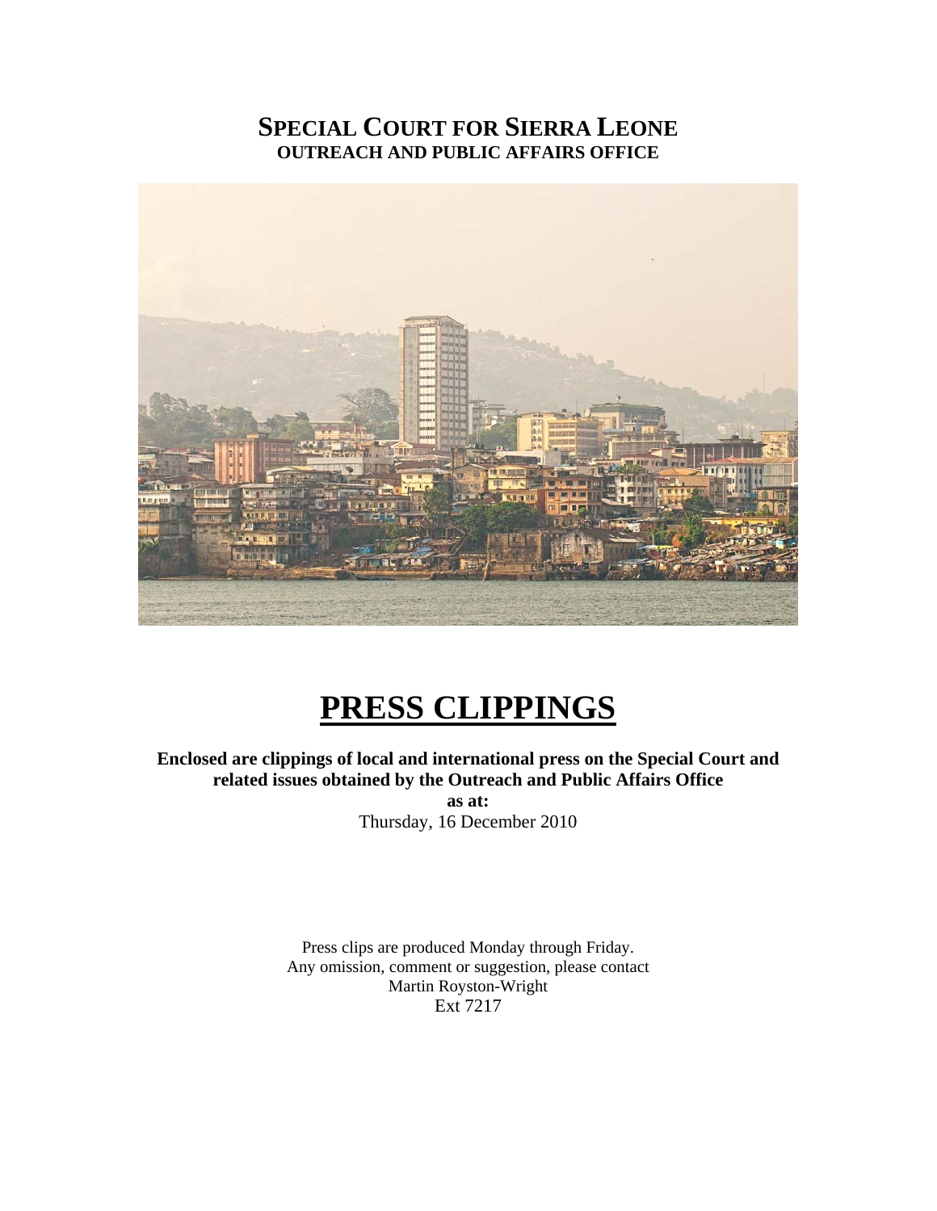# SPECIAL COURT FOR SIERRA LEONE

**OUTREACH AND PUBLIC AFFAIRS OFFICE**

# PRESS CLIPPINGS

**Enclosed are clippings of local and international press on the Special Court and related issues obtained by the Outreach and Public Affairs Office**

**as at:**

Thursday, 16 December 2010

Press clips are produced Monday through Friday.
Any omission, comment or suggestion, please contact
Martin Royston-Wright
Ext 7217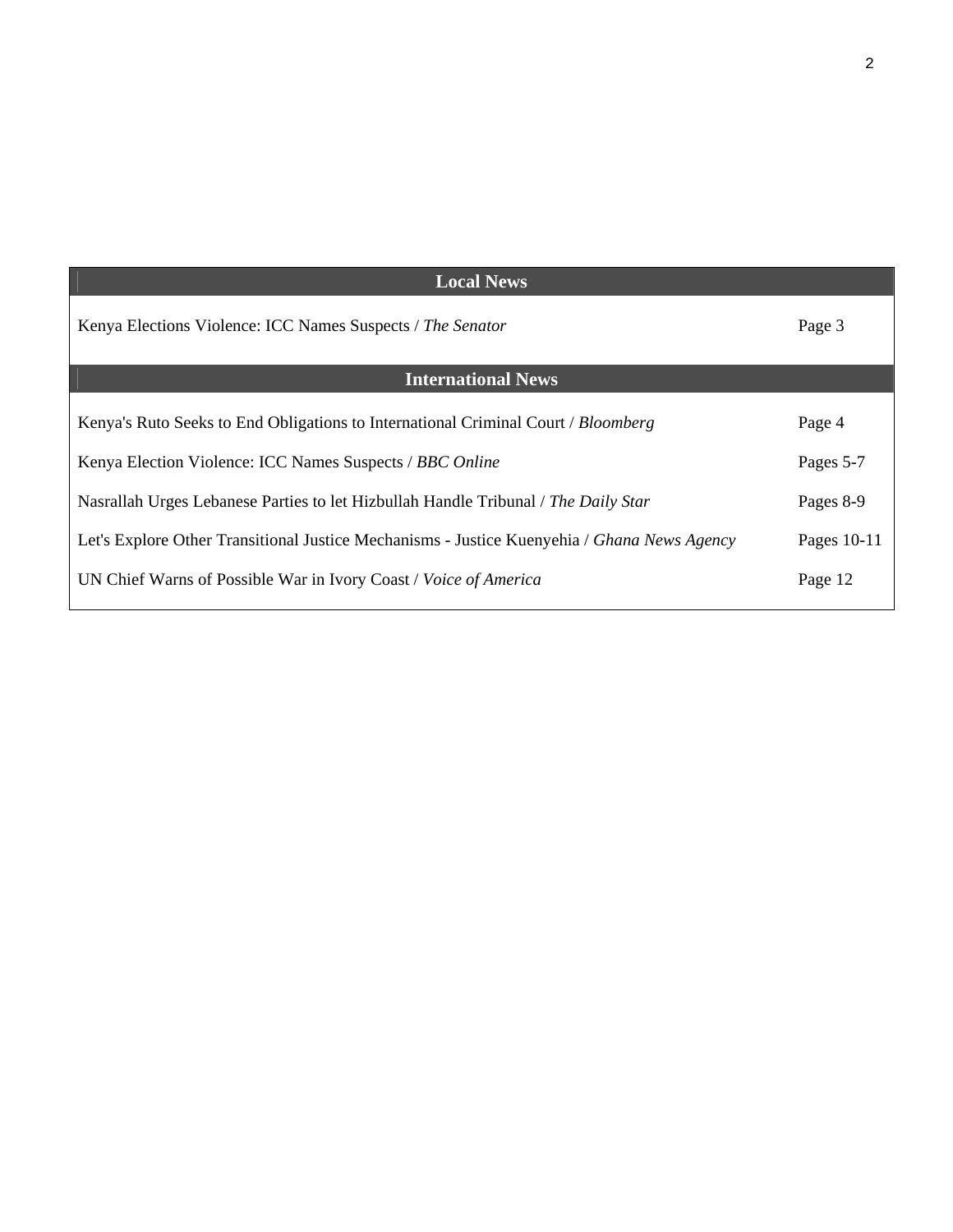| Local News | |
| --- | --- |
| Kenya Elections Violence: ICC Names Suspects / *The Senator* | Page 3 |
| **International News** | |
| Kenya's Ruto Seeks to End Obligations to International Criminal Court / *Bloomberg* | Page 4 |
| Kenya Election Violence: ICC Names Suspects / *BBC Online* | Pages 5-7 |
| Nasrallah Urges Lebanese Parties to let Hizbullah Handle Tribunal / *The Daily Star* | Pages 8-9 |
| Let's Explore Other Transitional Justice Mechanisms - Justice Kuenyehia / *Ghana News Agency* | Pages 10-11 |
| UN Chief Warns of Possible War in Ivory Coast / *Voice of America* | Page 12 |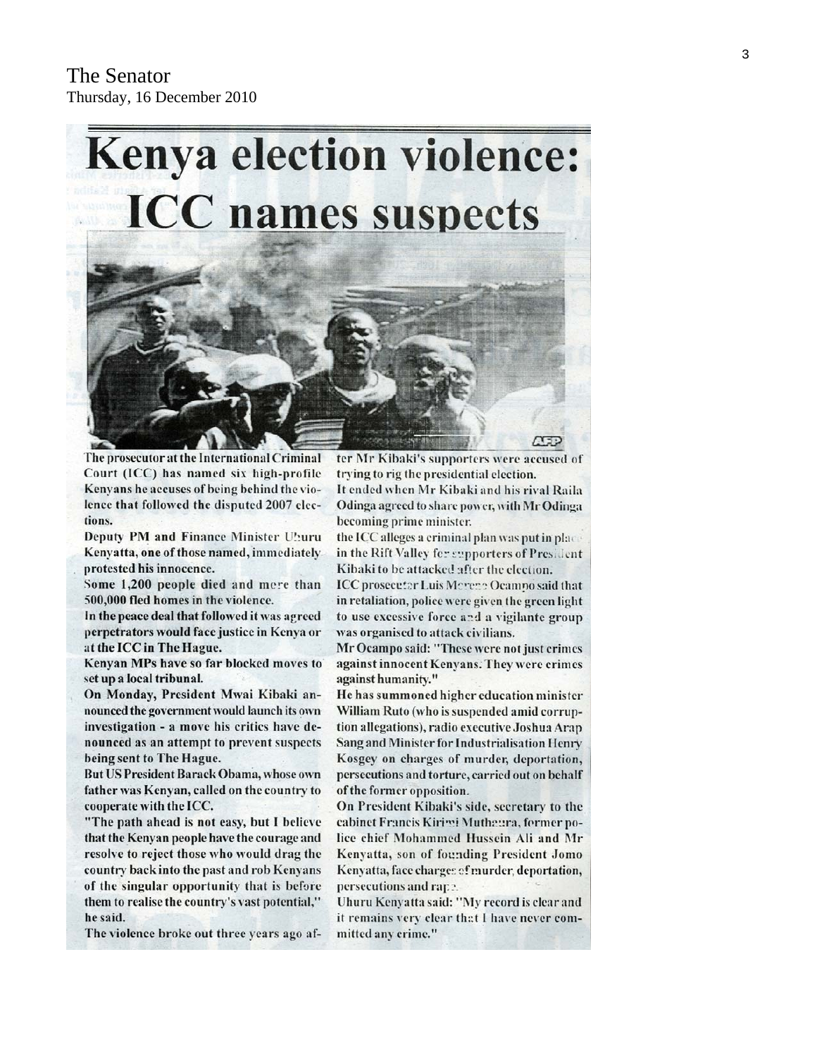The Senator
Thursday, 16 December 2010

# Kenya election violence: ICC names suspects

AFP

The prosecutor at the International Criminal Court (ICC) has named six high-profile Kenyans he accuses of being behind the violence that followed the disputed 2007 elections.

Deputy PM and Finance Minister Uhuru Kenyatta, one of those named, immediately protested his innocence.

Some 1,200 people died and more than 500,000 fled homes in the violence.

In the peace deal that followed it was agreed perpetrators would face justice in Kenya or at the ICC in The Hague.

Kenyan MPs have so far blocked moves to set up a local tribunal.

On Monday, President Mwai Kibaki announced the government would launch its own investigation - a move his critics have denounced as an attempt to prevent suspects being sent to The Hague.

But US President Barack Obama, whose own father was Kenyan, called on the country to cooperate with the ICC.

"The path ahead is not easy, but I believe that the Kenyan people have the courage and resolve to reject those who would drag the country back into the past and rob Kenyans of the singular opportunity that is before them to realise the country's vast potential," he said.

The violence broke out three years ago after Mr Kibaki's supporters were accused of trying to rig the presidential election.

It ended when Mr Kibaki and his rival Raila Odinga agreed to share power, with Mr Odinga becoming prime minister.

the ICC alleges a criminal plan was put in place in the Rift Valley for supporters of President Kibaki to be attacked after the election.

ICC prosecutor Luis Moreno Ocampo said that in retaliation, police were given the green light to use excessive force and a vigilante group was organised to attack civilians.

Mr Ocampo said: "These were not just crimes against innocent Kenyans. They were crimes against humanity."

He has summoned higher education minister William Ruto (who is suspended amid corruption allegations), radio executive Joshua Arap Sang and Minister for Industrialisation Henry Kosgey on charges of murder, deportation, persecutions and torture, carried out on behalf of the former opposition.

On President Kibaki's side, secretary to the cabinet Francis Kirimi Muthaura, former police chief Mohammed Hussein Ali and Mr Kenyatta, son of founding President Jomo Kenyatta, face charges of murder, deportation, persecutions and rape.

Uhuru Kenyatta said: "My record is clear and it remains very clear that I have never committed any crime."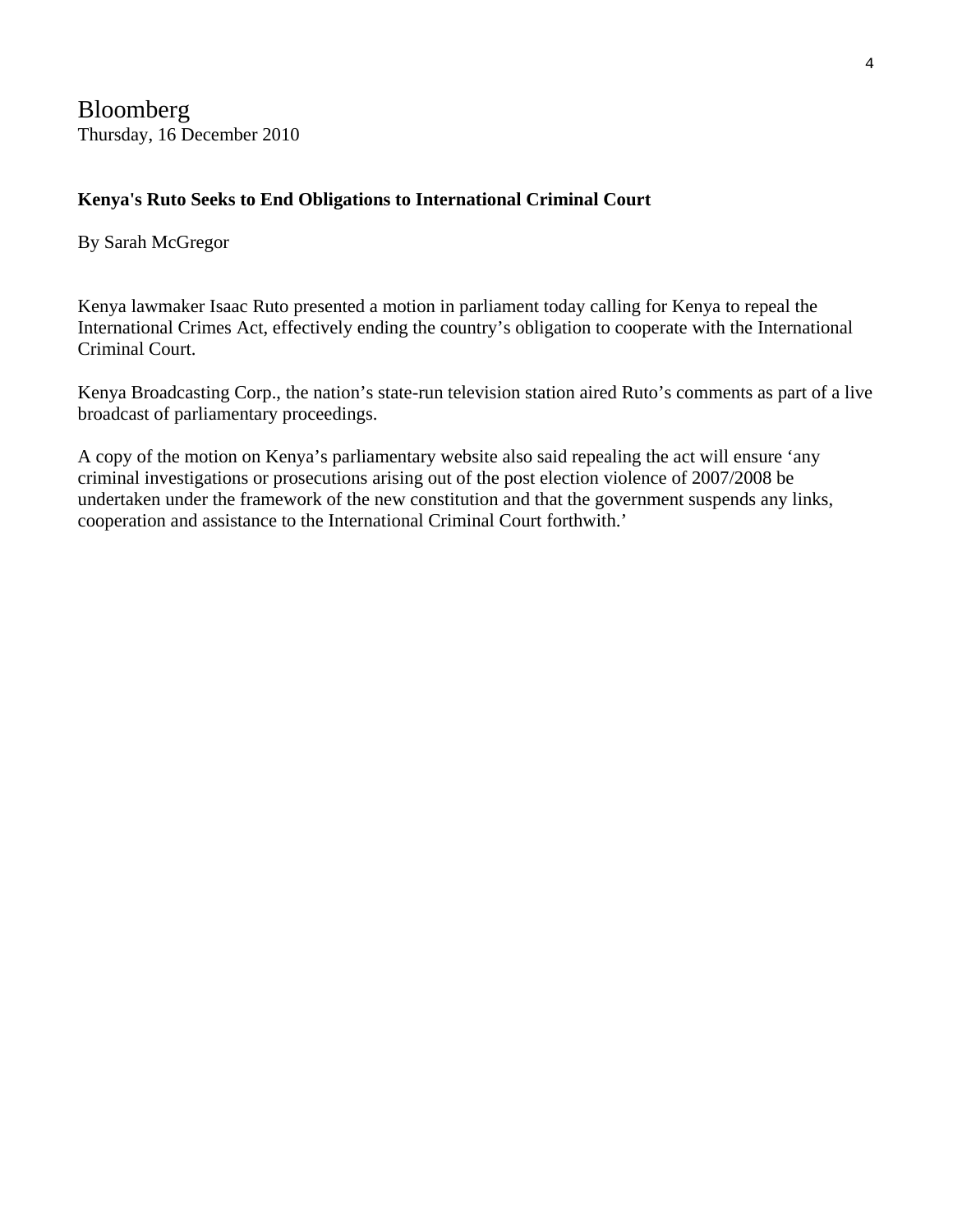Bloomberg
Thursday, 16 December 2010

**Kenya's Ruto Seeks to End Obligations to International Criminal Court**

By Sarah McGregor

Kenya lawmaker Isaac Ruto presented a motion in parliament today calling for Kenya to repeal the International Crimes Act, effectively ending the country's obligation to cooperate with the International Criminal Court.

Kenya Broadcasting Corp., the nation's state-run television station aired Ruto's comments as part of a live broadcast of parliamentary proceedings.

A copy of the motion on Kenya's parliamentary website also said repealing the act will ensure 'any criminal investigations or prosecutions arising out of the post election violence of 2007/2008 be undertaken under the framework of the new constitution and that the government suspends any links, cooperation and assistance to the International Criminal Court forthwith.'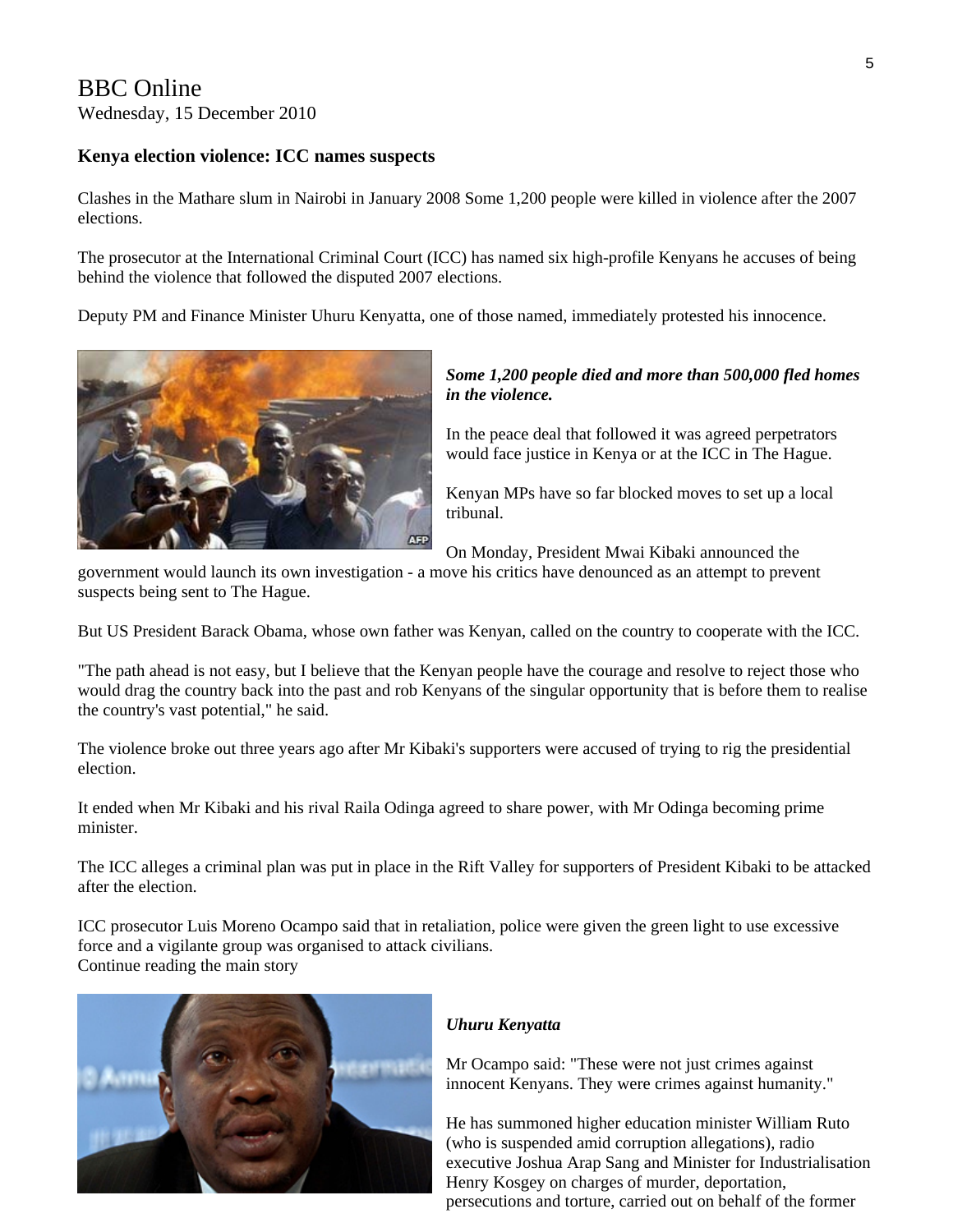BBC Online

Wednesday, 15 December 2010

**Kenya election violence: ICC names suspects**

Clashes in the Mathare slum in Nairobi in January 2008 Some 1,200 people were killed in violence after the 2007 elections.

The prosecutor at the International Criminal Court (ICC) has named six high-profile Kenyans he accuses of being behind the violence that followed the disputed 2007 elections.

Deputy PM and Finance Minister Uhuru Kenyatta, one of those named, immediately protested his innocence.

***Some 1,200 people died and more than 500,000 fled homes in the violence.***

In the peace deal that followed it was agreed perpetrators would face justice in Kenya or at the ICC in The Hague.

Kenyan MPs have so far blocked moves to set up a local tribunal.

On Monday, President Mwai Kibaki announced the government would launch its own investigation - a move his critics have denounced as an attempt to prevent suspects being sent to The Hague.

But US President Barack Obama, whose own father was Kenyan, called on the country to cooperate with the ICC.

"The path ahead is not easy, but I believe that the Kenyan people have the courage and resolve to reject those who would drag the country back into the past and rob Kenyans of the singular opportunity that is before them to realise the country's vast potential," he said.

The violence broke out three years ago after Mr Kibaki's supporters were accused of trying to rig the presidential election.

It ended when Mr Kibaki and his rival Raila Odinga agreed to share power, with Mr Odinga becoming prime minister.

The ICC alleges a criminal plan was put in place in the Rift Valley for supporters of President Kibaki to be attacked after the election.

ICC prosecutor Luis Moreno Ocampo said that in retaliation, police were given the green light to use excessive force and a vigilante group was organised to attack civilians.

Continue reading the main story

***Uhuru Kenyatta***

Mr Ocampo said: "These were not just crimes against innocent Kenyans. They were crimes against humanity."

He has summoned higher education minister William Ruto (who is suspended amid corruption allegations), radio executive Joshua Arap Sang and Minister for Industrialisation Henry Kosgey on charges of murder, deportation, persecutions and torture, carried out on behalf of the former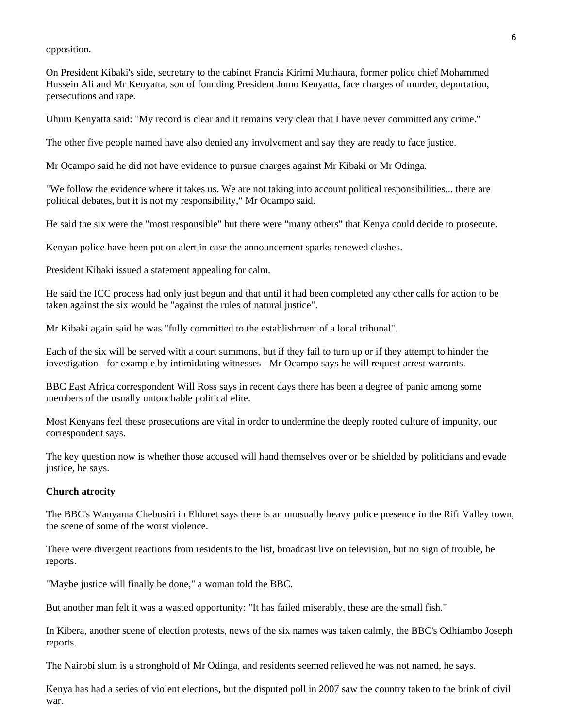opposition.

On President Kibaki's side, secretary to the cabinet Francis Kirimi Muthaura, former police chief Mohammed Hussein Ali and Mr Kenyatta, son of founding President Jomo Kenyatta, face charges of murder, deportation, persecutions and rape.

Uhuru Kenyatta said: "My record is clear and it remains very clear that I have never committed any crime."

The other five people named have also denied any involvement and say they are ready to face justice.

Mr Ocampo said he did not have evidence to pursue charges against Mr Kibaki or Mr Odinga.

"We follow the evidence where it takes us. We are not taking into account political responsibilities... there are political debates, but it is not my responsibility," Mr Ocampo said.

He said the six were the "most responsible" but there were "many others" that Kenya could decide to prosecute.

Kenyan police have been put on alert in case the announcement sparks renewed clashes.

President Kibaki issued a statement appealing for calm.

He said the ICC process had only just begun and that until it had been completed any other calls for action to be taken against the six would be "against the rules of natural justice".

Mr Kibaki again said he was "fully committed to the establishment of a local tribunal".

Each of the six will be served with a court summons, but if they fail to turn up or if they attempt to hinder the investigation - for example by intimidating witnesses - Mr Ocampo says he will request arrest warrants.

BBC East Africa correspondent Will Ross says in recent days there has been a degree of panic among some members of the usually untouchable political elite.

Most Kenyans feel these prosecutions are vital in order to undermine the deeply rooted culture of impunity, our correspondent says.

The key question now is whether those accused will hand themselves over or be shielded by politicians and evade justice, he says.

**Church atrocity**

The BBC's Wanyama Chebusiri in Eldoret says there is an unusually heavy police presence in the Rift Valley town, the scene of some of the worst violence.

There were divergent reactions from residents to the list, broadcast live on television, but no sign of trouble, he reports.

"Maybe justice will finally be done," a woman told the BBC.

But another man felt it was a wasted opportunity: "It has failed miserably, these are the small fish."

In Kibera, another scene of election protests, news of the six names was taken calmly, the BBC's Odhiambo Joseph reports.

The Nairobi slum is a stronghold of Mr Odinga, and residents seemed relieved he was not named, he says.

Kenya has had a series of violent elections, but the disputed poll in 2007 saw the country taken to the brink of civil war.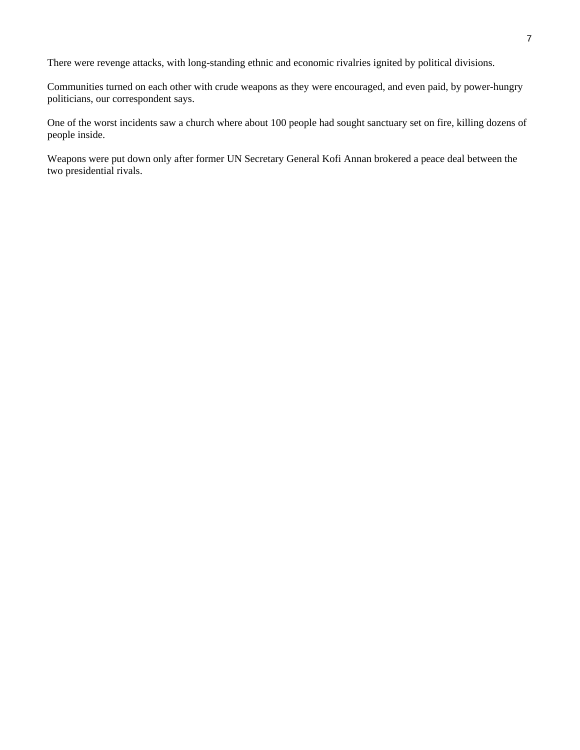There were revenge attacks, with long-standing ethnic and economic rivalries ignited by political divisions.

Communities turned on each other with crude weapons as they were encouraged, and even paid, by power-hungry politicians, our correspondent says.

One of the worst incidents saw a church where about 100 people had sought sanctuary set on fire, killing dozens of people inside.

Weapons were put down only after former UN Secretary General Kofi Annan brokered a peace deal between the two presidential rivals.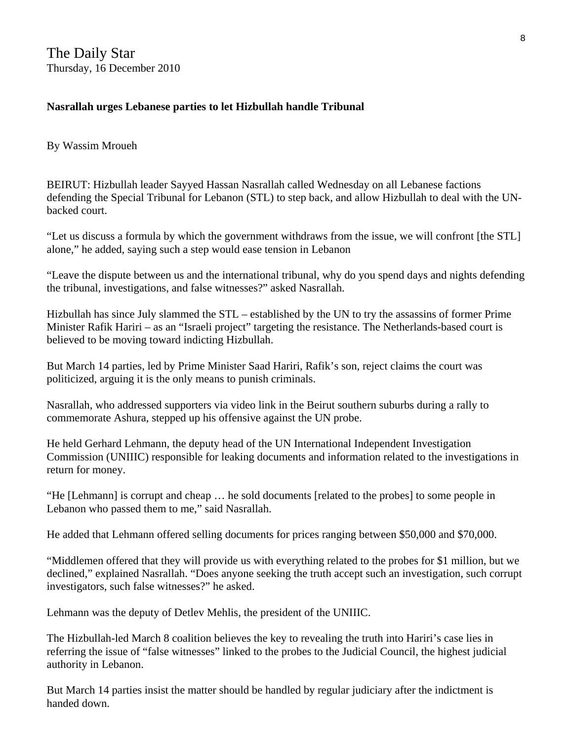The Daily Star
Thursday, 16 December 2010

**Nasrallah urges Lebanese parties to let Hizbullah handle Tribunal**

By Wassim Mroueh

BEIRUT: Hizbullah leader Sayyed Hassan Nasrallah called Wednesday on all Lebanese factions defending the Special Tribunal for Lebanon (STL) to step back, and allow Hizbullah to deal with the UN-backed court.

"Let us discuss a formula by which the government withdraws from the issue, we will confront [the STL] alone," he added, saying such a step would ease tension in Lebanon

"Leave the dispute between us and the international tribunal, why do you spend days and nights defending the tribunal, investigations, and false witnesses?" asked Nasrallah.

Hizbullah has since July slammed the STL – established by the UN to try the assassins of former Prime Minister Rafik Hariri – as an "Israeli project" targeting the resistance. The Netherlands-based court is believed to be moving toward indicting Hizbullah.

But March 14 parties, led by Prime Minister Saad Hariri, Rafik's son, reject claims the court was politicized, arguing it is the only means to punish criminals.

Nasrallah, who addressed supporters via video link in the Beirut southern suburbs during a rally to commemorate Ashura, stepped up his offensive against the UN probe.

He held Gerhard Lehmann, the deputy head of the UN International Independent Investigation Commission (UNIIIC) responsible for leaking documents and information related to the investigations in return for money.

"He [Lehmann] is corrupt and cheap … he sold documents [related to the probes] to some people in Lebanon who passed them to me," said Nasrallah.

He added that Lehmann offered selling documents for prices ranging between $50,000 and $70,000.

"Middlemen offered that they will provide us with everything related to the probes for $1 million, but we declined," explained Nasrallah. "Does anyone seeking the truth accept such an investigation, such corrupt investigators, such false witnesses?" he asked.

Lehmann was the deputy of Detlev Mehlis, the president of the UNIIIC.

The Hizbullah-led March 8 coalition believes the key to revealing the truth into Hariri's case lies in referring the issue of "false witnesses" linked to the probes to the Judicial Council, the highest judicial authority in Lebanon.

But March 14 parties insist the matter should be handled by regular judiciary after the indictment is handed down.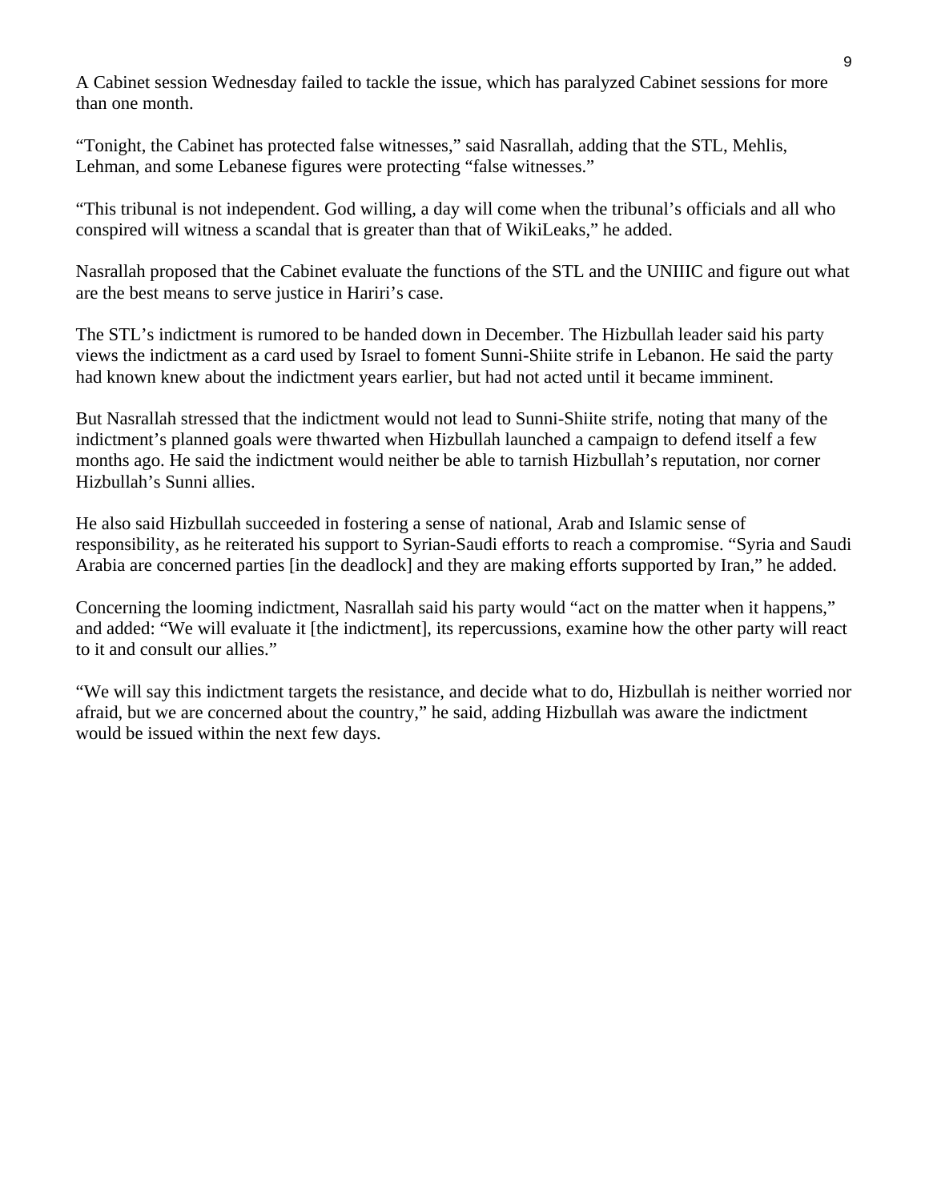A Cabinet session Wednesday failed to tackle the issue, which has paralyzed Cabinet sessions for more than one month.

“Tonight, the Cabinet has protected false witnesses,” said Nasrallah, adding that the STL, Mehlis, Lehman, and some Lebanese figures were protecting “false witnesses.”

“This tribunal is not independent. God willing, a day will come when the tribunal’s officials and all who conspired will witness a scandal that is greater than that of WikiLeaks,” he added.

Nasrallah proposed that the Cabinet evaluate the functions of the STL and the UNIIIC and figure out what are the best means to serve justice in Hariri’s case.

The STL’s indictment is rumored to be handed down in December. The Hizbullah leader said his party views the indictment as a card used by Israel to foment Sunni-Shiite strife in Lebanon. He said the party had known knew about the indictment years earlier, but had not acted until it became imminent.

But Nasrallah stressed that the indictment would not lead to Sunni-Shiite strife, noting that many of the indictment’s planned goals were thwarted when Hizbullah launched a campaign to defend itself a few months ago. He said the indictment would neither be able to tarnish Hizbullah’s reputation, nor corner Hizbullah’s Sunni allies.

He also said Hizbullah succeeded in fostering a sense of national, Arab and Islamic sense of responsibility, as he reiterated his support to Syrian-Saudi efforts to reach a compromise. “Syria and Saudi Arabia are concerned parties [in the deadlock] and they are making efforts supported by Iran,” he added.

Concerning the looming indictment, Nasrallah said his party would “act on the matter when it happens,” and added: “We will evaluate it [the indictment], its repercussions, examine how the other party will react to it and consult our allies.”

“We will say this indictment targets the resistance, and decide what to do, Hizbullah is neither worried nor afraid, but we are concerned about the country,” he said, adding Hizbullah was aware the indictment would be issued within the next few days.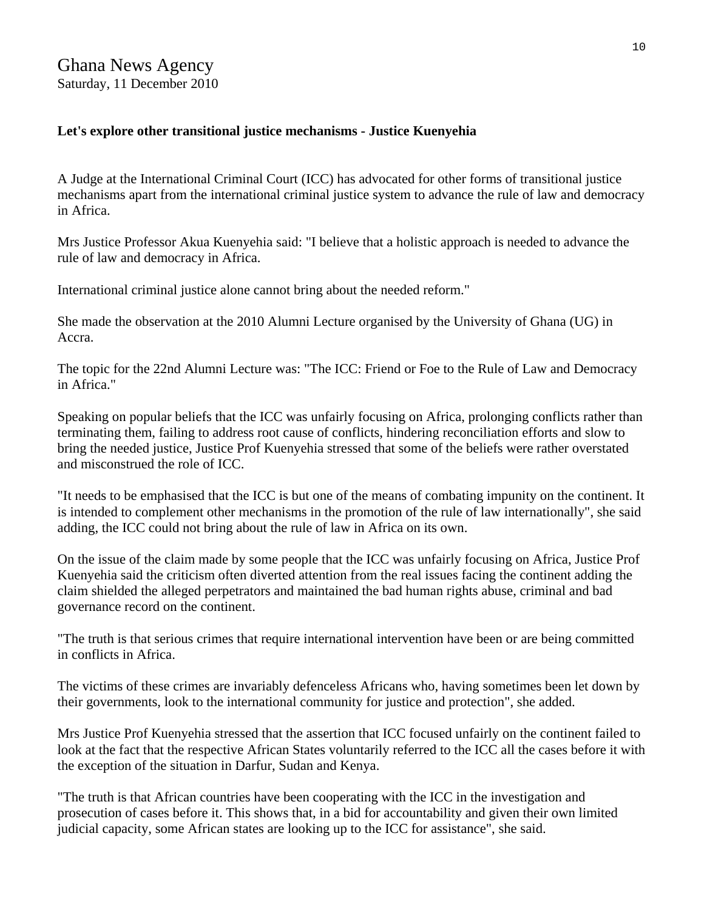Ghana News Agency
Saturday, 11 December 2010

**Let's explore other transitional justice mechanisms - Justice Kuenyehia**

A Judge at the International Criminal Court (ICC) has advocated for other forms of transitional justice mechanisms apart from the international criminal justice system to advance the rule of law and democracy in Africa.

Mrs Justice Professor Akua Kuenyehia said: "I believe that a holistic approach is needed to advance the rule of law and democracy in Africa.

International criminal justice alone cannot bring about the needed reform."

She made the observation at the 2010 Alumni Lecture organised by the University of Ghana (UG) in Accra.

The topic for the 22nd Alumni Lecture was: "The ICC: Friend or Foe to the Rule of Law and Democracy in Africa."

Speaking on popular beliefs that the ICC was unfairly focusing on Africa, prolonging conflicts rather than terminating them, failing to address root cause of conflicts, hindering reconciliation efforts and slow to bring the needed justice, Justice Prof Kuenyehia stressed that some of the beliefs were rather overstated and misconstrued the role of ICC.

"It needs to be emphasised that the ICC is but one of the means of combating impunity on the continent. It is intended to complement other mechanisms in the promotion of the rule of law internationally", she said adding, the ICC could not bring about the rule of law in Africa on its own.

On the issue of the claim made by some people that the ICC was unfairly focusing on Africa, Justice Prof Kuenyehia said the criticism often diverted attention from the real issues facing the continent adding the claim shielded the alleged perpetrators and maintained the bad human rights abuse, criminal and bad governance record on the continent.

"The truth is that serious crimes that require international intervention have been or are being committed in conflicts in Africa.

The victims of these crimes are invariably defenceless Africans who, having sometimes been let down by their governments, look to the international community for justice and protection", she added.

Mrs Justice Prof Kuenyehia stressed that the assertion that ICC focused unfairly on the continent failed to look at the fact that the respective African States voluntarily referred to the ICC all the cases before it with the exception of the situation in Darfur, Sudan and Kenya.

"The truth is that African countries have been cooperating with the ICC in the investigation and prosecution of cases before it. This shows that, in a bid for accountability and given their own limited judicial capacity, some African states are looking up to the ICC for assistance", she said.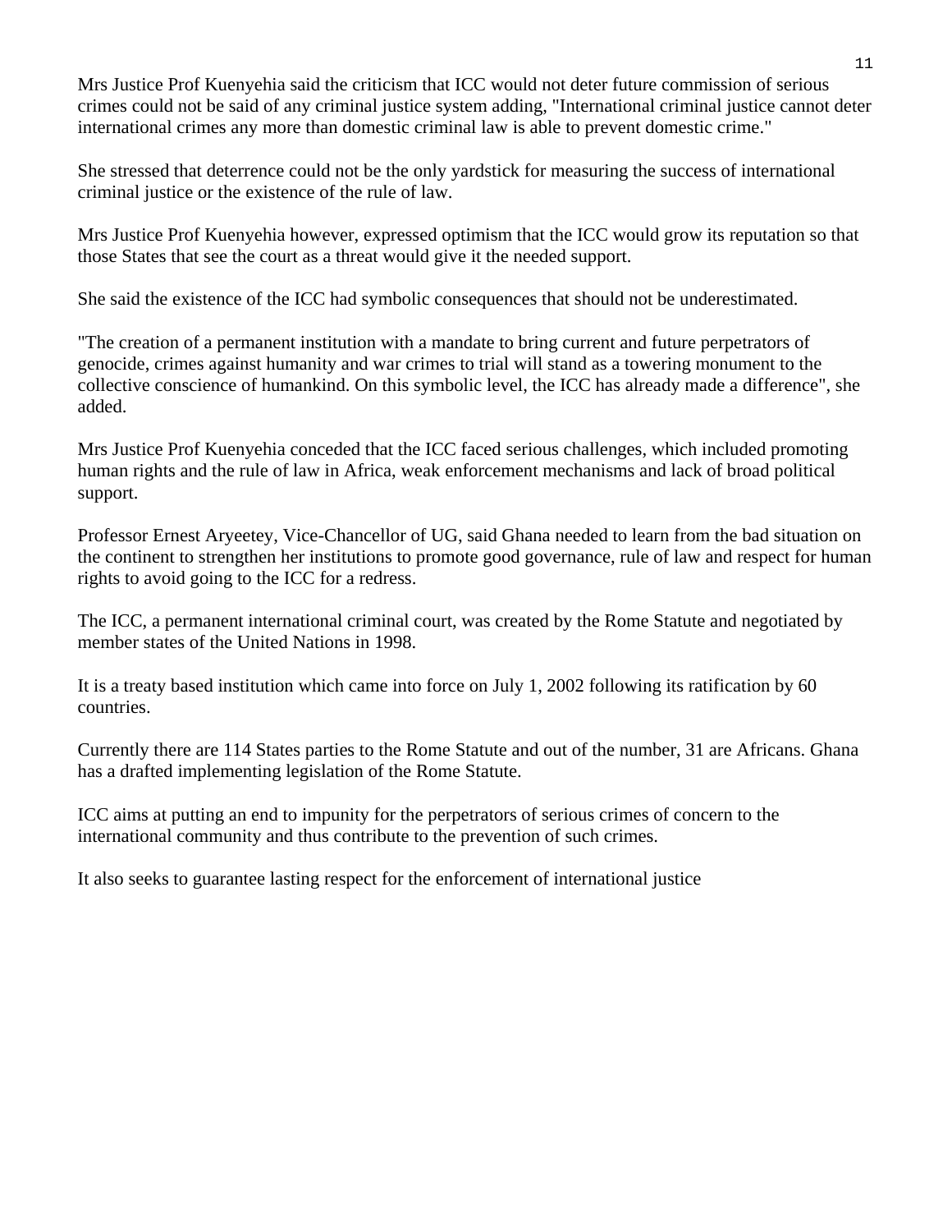Mrs Justice Prof Kuenyehia said the criticism that ICC would not deter future commission of serious crimes could not be said of any criminal justice system adding, "International criminal justice cannot deter international crimes any more than domestic criminal law is able to prevent domestic crime."

She stressed that deterrence could not be the only yardstick for measuring the success of international criminal justice or the existence of the rule of law.

Mrs Justice Prof Kuenyehia however, expressed optimism that the ICC would grow its reputation so that those States that see the court as a threat would give it the needed support.

She said the existence of the ICC had symbolic consequences that should not be underestimated.

"The creation of a permanent institution with a mandate to bring current and future perpetrators of genocide, crimes against humanity and war crimes to trial will stand as a towering monument to the collective conscience of humankind. On this symbolic level, the ICC has already made a difference", she added.

Mrs Justice Prof Kuenyehia conceded that the ICC faced serious challenges, which included promoting human rights and the rule of law in Africa, weak enforcement mechanisms and lack of broad political support.

Professor Ernest Aryeetey, Vice-Chancellor of UG, said Ghana needed to learn from the bad situation on the continent to strengthen her institutions to promote good governance, rule of law and respect for human rights to avoid going to the ICC for a redress.

The ICC, a permanent international criminal court, was created by the Rome Statute and negotiated by member states of the United Nations in 1998.

It is a treaty based institution which came into force on July 1, 2002 following its ratification by 60 countries.

Currently there are 114 States parties to the Rome Statute and out of the number, 31 are Africans. Ghana has a drafted implementing legislation of the Rome Statute.

ICC aims at putting an end to impunity for the perpetrators of serious crimes of concern to the international community and thus contribute to the prevention of such crimes.

It also seeks to guarantee lasting respect for the enforcement of international justice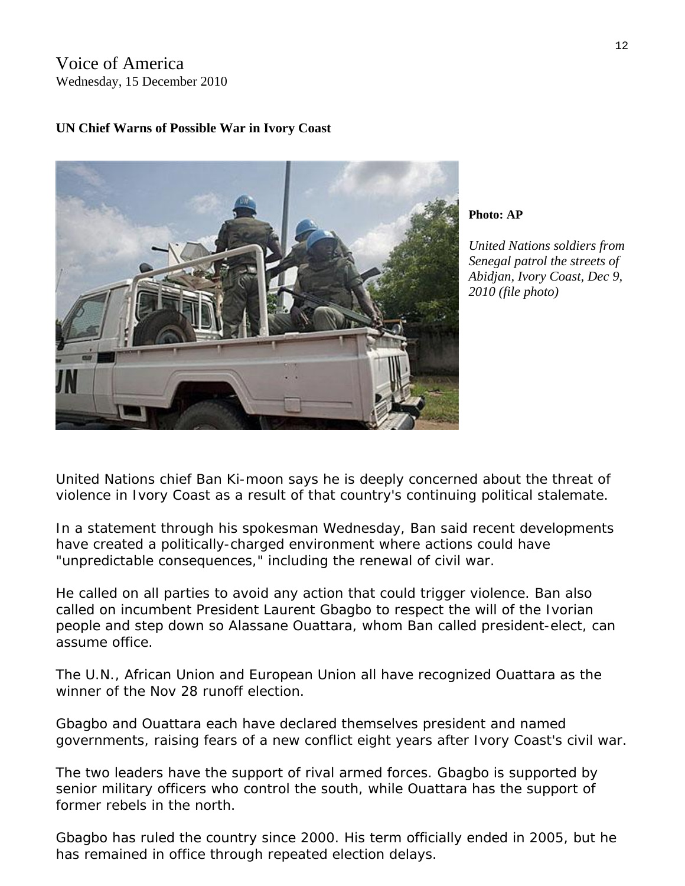Voice of America
Wednesday, 15 December 2010

**UN Chief Warns of Possible War in Ivory Coast**

**Photo: AP**

*United Nations soldiers from Senegal patrol the streets of Abidjan, Ivory Coast, Dec 9, 2010 (file photo)*

United Nations chief Ban Ki-moon says he is deeply concerned about the threat of violence in Ivory Coast as a result of that country's continuing political stalemate.

In a statement through his spokesman Wednesday, Ban said recent developments have created a politically-charged environment where actions could have "unpredictable consequences," including the renewal of civil war.

He called on all parties to avoid any action that could trigger violence. Ban also called on incumbent President Laurent Gbagbo to respect the will of the Ivorian people and step down so Alassane Ouattara, whom Ban called president-elect, can assume office.

The U.N., African Union and European Union all have recognized Ouattara as the winner of the Nov 28 runoff election.

Gbagbo and Ouattara each have declared themselves president and named governments, raising fears of a new conflict eight years after Ivory Coast's civil war.

The two leaders have the support of rival armed forces. Gbagbo is supported by senior military officers who control the south, while Ouattara has the support of former rebels in the north.

Gbagbo has ruled the country since 2000. His term officially ended in 2005, but he has remained in office through repeated election delays.